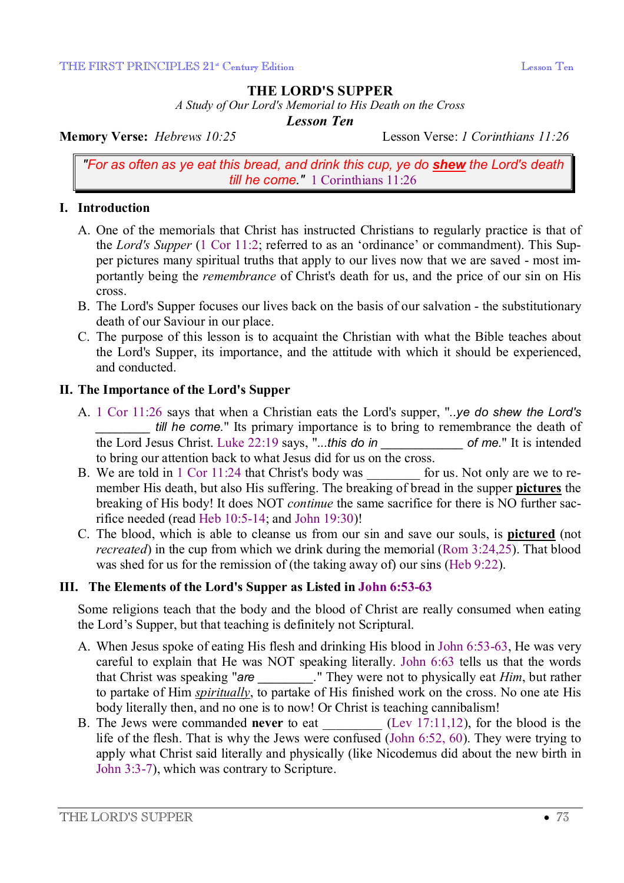# THE LORD'S SUPPER

*A Study of Our Lord's Memorial to His Death on the Cross*

***Lesson Ten***

**Memory Verse:** *Hebrews 10:25* Lesson Verse: *1 Corinthians 11:26*

> *"For as often as ye eat this bread, and drink this cup, ye do* ***shew*** *the Lord's death till he come."* 1 Corinthians 11:26

## I. Introduction

A. One of the memorials that Christ has instructed Christians to regularly practice is that of the *Lord's Supper* (1 Cor 11:2; referred to as an 'ordinance' or commandment). This Supper pictures many spiritual truths that apply to our lives now that we are saved - most importantly being the *remembrance* of Christ's death for us, and the price of our sin on His cross.

B. The Lord's Supper focuses our lives back on the basis of our salvation - the substitutionary death of our Saviour in our place.

C. The purpose of this lesson is to acquaint the Christian with what the Bible teaches about the Lord's Supper, its importance, and the attitude with which it should be experienced, and conducted.

## II. The Importance of the Lord's Supper

A. 1 Cor 11:26 says that when a Christian eats the Lord's supper, "*..ye do shew the Lord's ________ till he come.*" Its primary importance is to bring to remembrance the death of the Lord Jesus Christ. Luke 22:19 says, "*...this do in ____________ of me.*" It is intended to bring our attention back to what Jesus did for us on the cross.

B. We are told in 1 Cor 11:24 that Christ's body was ________ for us. Not only are we to remember His death, but also His suffering. The breaking of bread in the supper **pictures** the breaking of His body! It does NOT *continue* the same sacrifice for there is NO further sacrifice needed (read Heb 10:5-14; and John 19:30)!

C. The blood, which is able to cleanse us from our sin and save our souls, is **pictured** (not *recreated*) in the cup from which we drink during the memorial (Rom 3:24,25). That blood was shed for us for the remission of (the taking away of) our sins (Heb 9:22).

## III. The Elements of the Lord's Supper as Listed in John 6:53-63

Some religions teach that the body and the blood of Christ are really consumed when eating the Lord's Supper, but that teaching is definitely not Scriptural.

A. When Jesus spoke of eating His flesh and drinking His blood in John 6:53-63, He was very careful to explain that He was NOT speaking literally. John 6:63 tells us that the words that Christ was speaking "*are ________.*" They were not to physically eat *Him*, but rather to partake of Him *spiritually*, to partake of His finished work on the cross. No one ate His body literally then, and no one is to now! Or Christ is teaching cannibalism!

B. The Jews were commanded **never** to eat _________ (Lev 17:11,12), for the blood is the life of the flesh. That is why the Jews were confused (John 6:52, 60). They were trying to apply what Christ said literally and physically (like Nicodemus did about the new birth in John 3:3-7), which was contrary to Scripture.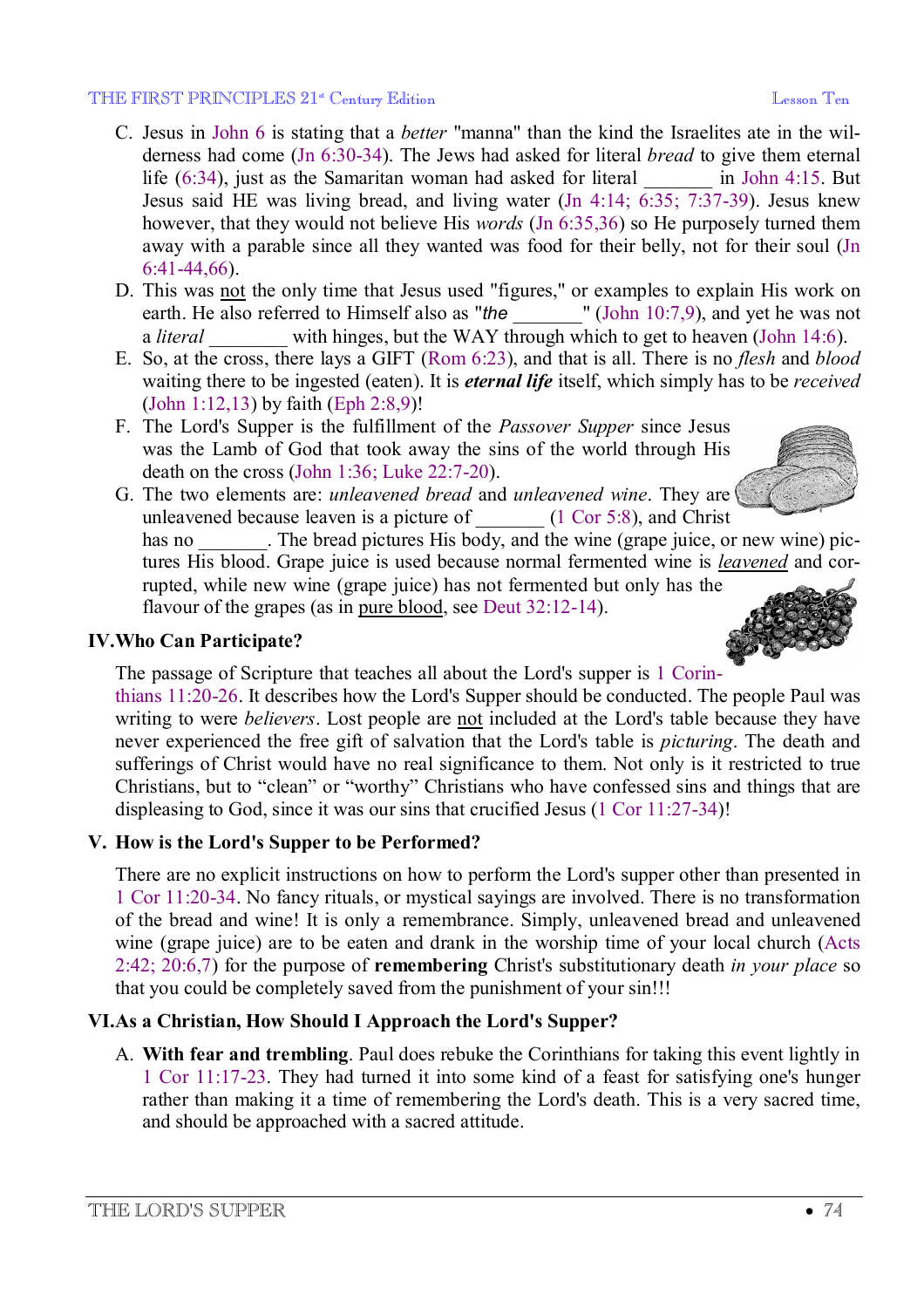C. Jesus in John 6 is stating that a *better* "manna" than the kind the Israelites ate in the wilderness had come (Jn 6:30-34). The Jews had asked for literal *bread* to give them eternal life (6:34), just as the Samaritan woman had asked for literal _______ in John 4:15. But Jesus said HE was living bread, and living water (Jn 4:14; 6:35; 7:37-39). Jesus knew however, that they would not believe His *words* (Jn 6:35,36) so He purposely turned them away with a parable since all they wanted was food for their belly, not for their soul (Jn 6:41-44,66).

D. This was <u>not</u> the only time that Jesus used "figures," or examples to explain His work on earth. He also referred to Himself also as "*the* _______" (John 10:7,9), and yet he was not a *literal* ________ with hinges, but the WAY through which to get to heaven (John 14:6).

E. So, at the cross, there lays a GIFT (Rom 6:23), and that is all. There is no *flesh* and *blood* waiting there to be ingested (eaten). It is ***eternal life*** itself, which simply has to be *received* (John 1:12,13) by faith (Eph 2:8,9)!

F. The Lord's Supper is the fulfillment of the *Passover Supper* since Jesus was the Lamb of God that took away the sins of the world through His death on the cross (John 1:36; Luke 22:7-20).

G. The two elements are: *unleavened bread* and *unleavened wine*. They are unleavened because leaven is a picture of _______ (1 Cor 5:8), and Christ has no _______. The bread pictures His body, and the wine (grape juice, or new wine) pictures His blood. Grape juice is used because normal fermented wine is <u>*leavened*</u> and corrupted, while new wine (grape juice) has not fermented but only has the flavour of the grapes (as in <u>pure blood</u>, see Deut 32:12-14).

## IV. Who Can Participate?

The passage of Scripture that teaches all about the Lord's supper is 1 Corinthians 11:20-26. It describes how the Lord's Supper should be conducted. The people Paul was writing to were *believers*. Lost people are <u>not</u> included at the Lord's table because they have never experienced the free gift of salvation that the Lord's table is *picturing*. The death and sufferings of Christ would have no real significance to them. Not only is it restricted to true Christians, but to "clean" or "worthy" Christians who have confessed sins and things that are displeasing to God, since it was our sins that crucified Jesus (1 Cor 11:27-34)!

## V. How is the Lord's Supper to be Performed?

There are no explicit instructions on how to perform the Lord's supper other than presented in 1 Cor 11:20-34. No fancy rituals, or mystical sayings are involved. There is no transformation of the bread and wine! It is only a remembrance. Simply, unleavened bread and unleavened wine (grape juice) are to be eaten and drank in the worship time of your local church (Acts 2:42; 20:6,7) for the purpose of **remembering** Christ's substitutionary death *in your place* so that you could be completely saved from the punishment of your sin!!!

## VI. As a Christian, How Should I Approach the Lord's Supper?

A. **With fear and trembling**. Paul does rebuke the Corinthians for taking this event lightly in 1 Cor 11:17-23. They had turned it into some kind of a feast for satisfying one's hunger rather than making it a time of remembering the Lord's death. This is a very sacred time, and should be approached with a sacred attitude.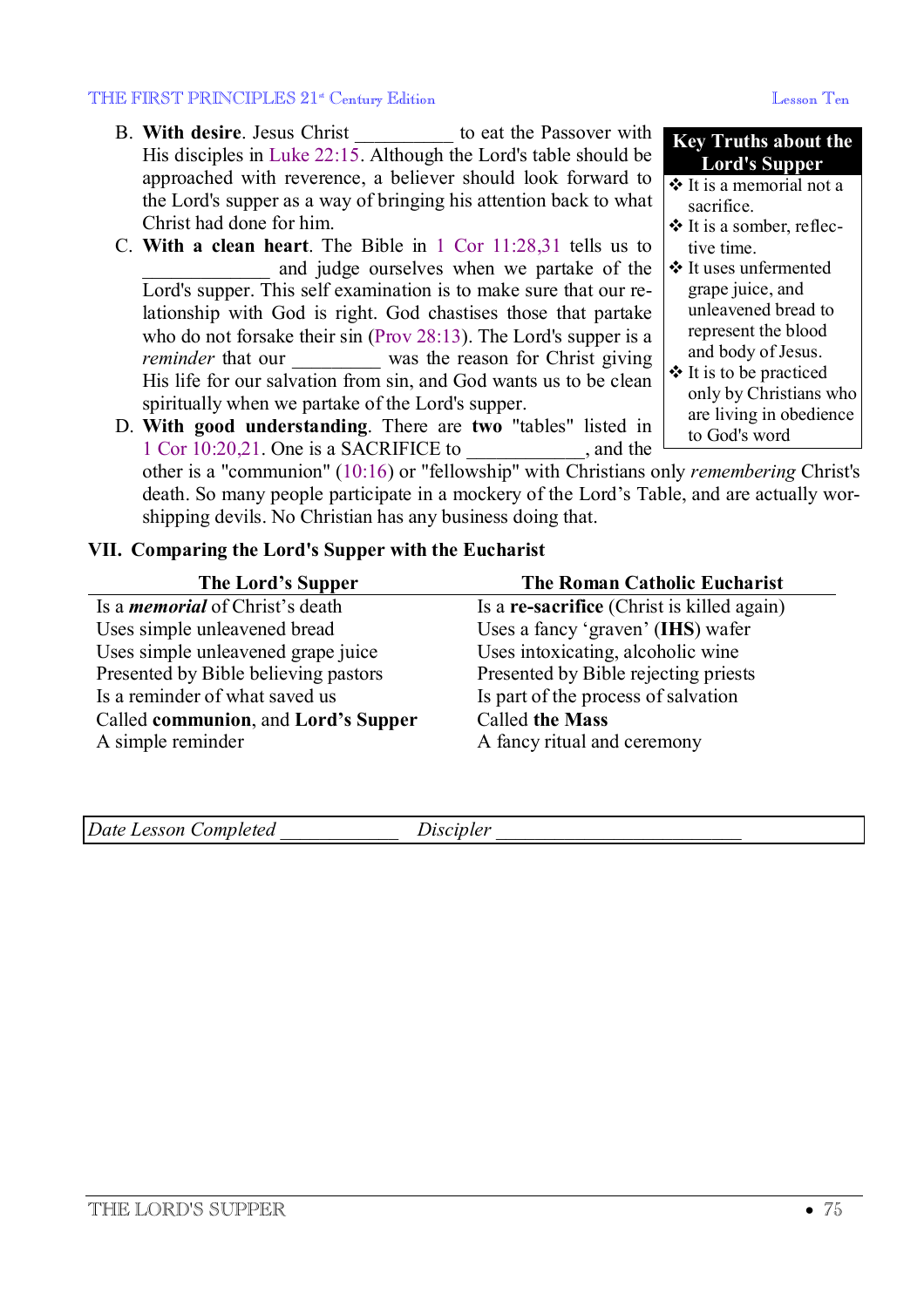B. **With desire**. Jesus Christ __________ to eat the Passover with His disciples in Luke 22:15. Although the Lord's table should be approached with reverence, a believer should look forward to the Lord's supper as a way of bringing his attention back to what Christ had done for him.

C. **With a clean heart**. The Bible in 1 Cor 11:28,31 tells us to _____________ and judge ourselves when we partake of the Lord's supper. This self examination is to make sure that our relationship with God is right. God chastises those that partake who do not forsake their sin (Prov 28:13). The Lord's supper is a *reminder* that our _________ was the reason for Christ giving His life for our salvation from sin, and God wants us to be clean spiritually when we partake of the Lord's supper.

D. **With good understanding**. There are **two** "tables" listed in 1 Cor 10:20,21. One is a SACRIFICE to ___________, and the other is a "communion" (10:16) or "fellowship" with Christians only *remembering* Christ's death. So many people participate in a mockery of the Lord's Table, and are actually worshipping devils. No Christian has any business doing that.

**Key Truths about the Lord's Supper**

- It is a memorial not a sacrifice.
- It is a somber, reflective time.
- It uses unfermented grape juice, and unleavened bread to represent the blood and body of Jesus.
- It is to be practiced only by Christians who are living in obedience to God's word

## VII. Comparing the Lord's Supper with the Eucharist

| The Lord's Supper | The Roman Catholic Eucharist |
|---|---|
| Is a ***memorial*** of Christ's death | Is a **re-sacrifice** (Christ is killed again) |
| Uses simple unleavened bread | Uses a fancy 'graven' (**IHS**) wafer |
| Uses simple unleavened grape juice | Uses intoxicating, alcoholic wine |
| Presented by Bible believing pastors | Presented by Bible rejecting priests |
| Is a reminder of what saved us | Is part of the process of salvation |
| Called **communion**, and **Lord's Supper** | Called **the Mass** |
| A simple reminder | A fancy ritual and ceremony |

*Date Lesson Completed* ___________ *Discipler* _______________________